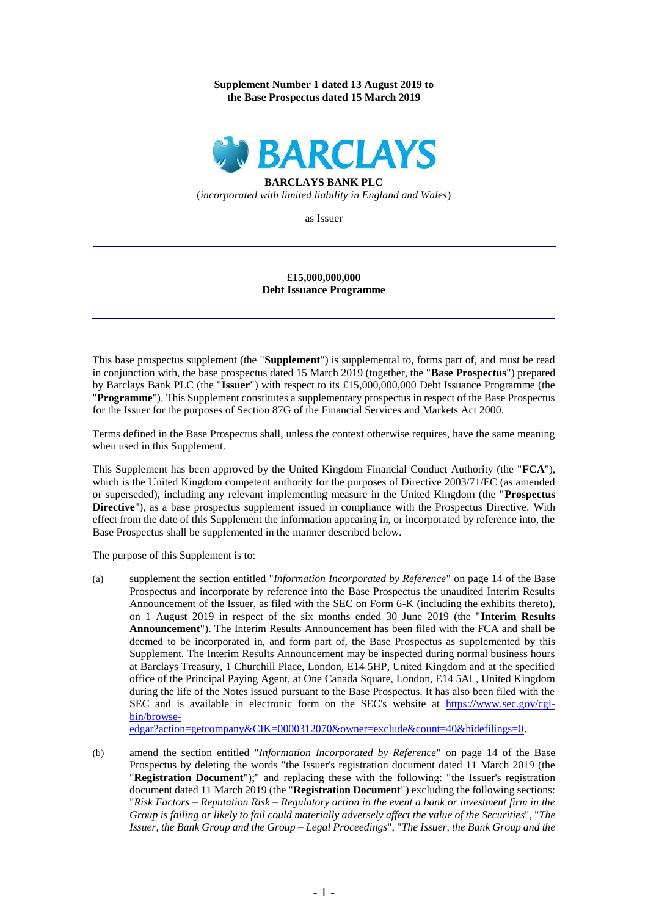**Supplement Number 1 dated 13 August 2019 to the Base Prospectus dated 15 March 2019**

**BARCLAYS BANK PLC**

(*incorporated with limited liability in England and Wales*)

as Issuer

---

**£15,000,000,000**
**Debt Issuance Programme**

---

This base prospectus supplement (the "**Supplement**") is supplemental to, forms part of, and must be read in conjunction with, the base prospectus dated 15 March 2019 (together, the "**Base Prospectus**") prepared by Barclays Bank PLC (the "**Issuer**") with respect to its £15,000,000,000 Debt Issuance Programme (the "**Programme**"). This Supplement constitutes a supplementary prospectus in respect of the Base Prospectus for the Issuer for the purposes of Section 87G of the Financial Services and Markets Act 2000.

Terms defined in the Base Prospectus shall, unless the context otherwise requires, have the same meaning when used in this Supplement.

This Supplement has been approved by the United Kingdom Financial Conduct Authority (the "**FCA**"), which is the United Kingdom competent authority for the purposes of Directive 2003/71/EC (as amended or superseded), including any relevant implementing measure in the United Kingdom (the "**Prospectus Directive**"), as a base prospectus supplement issued in compliance with the Prospectus Directive. With effect from the date of this Supplement the information appearing in, or incorporated by reference into, the Base Prospectus shall be supplemented in the manner described below.

The purpose of this Supplement is to:

(a) supplement the section entitled "*Information Incorporated by Reference*" on page 14 of the Base Prospectus and incorporate by reference into the Base Prospectus the unaudited Interim Results Announcement of the Issuer, as filed with the SEC on Form 6-K (including the exhibits thereto), on 1 August 2019 in respect of the six months ended 30 June 2019 (the "**Interim Results Announcement**"). The Interim Results Announcement has been filed with the FCA and shall be deemed to be incorporated in, and form part of, the Base Prospectus as supplemented by this Supplement. The Interim Results Announcement may be inspected during normal business hours at Barclays Treasury, 1 Churchill Place, London, E14 5HP, United Kingdom and at the specified office of the Principal Paying Agent, at One Canada Square, London, E14 5AL, United Kingdom during the life of the Notes issued pursuant to the Base Prospectus. It has also been filed with the SEC and is available in electronic form on the SEC's website at https://www.sec.gov/cgi-bin/browse-edgar?action=getcompany&CIK=0000312070&owner=exclude&count=40&hidefilings=0.

(b) amend the section entitled "*Information Incorporated by Reference*" on page 14 of the Base Prospectus by deleting the words "the Issuer's registration document dated 11 March 2019 (the "**Registration Document**");" and replacing these with the following: "the Issuer's registration document dated 11 March 2019 (the "**Registration Document**") excluding the following sections: "*Risk Factors – Reputation Risk – Regulatory action in the event a bank or investment firm in the Group is failing or likely to fail could materially adversely affect the value of the Securities*", "*The Issuer, the Bank Group and the Group – Legal Proceedings*", "*The Issuer, the Bank Group and the*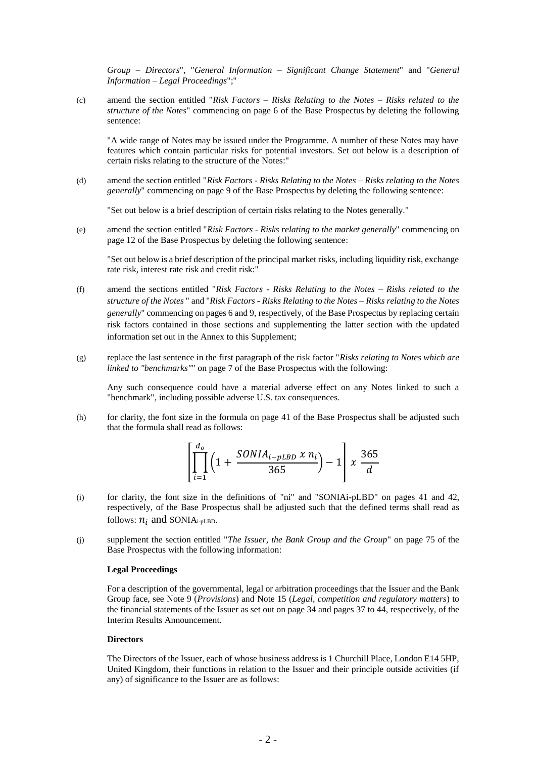*Group – Directors*", "*General Information – Significant Change Statement*" and "*General Information – Legal Proceedings*";"

(c) amend the section entitled "*Risk Factors – Risks Relating to the Notes – Risks related to the structure of the Notes*" commencing on page 6 of the Base Prospectus by deleting the following sentence:

"A wide range of Notes may be issued under the Programme. A number of these Notes may have features which contain particular risks for potential investors. Set out below is a description of certain risks relating to the structure of the Notes:"

(d) amend the section entitled "*Risk Factors - Risks Relating to the Notes – Risks relating to the Notes generally*" commencing on page 9 of the Base Prospectus by deleting the following sentence:

"Set out below is a brief description of certain risks relating to the Notes generally."

(e) amend the section entitled "*Risk Factors - Risks relating to the market generally*" commencing on page 12 of the Base Prospectus by deleting the following sentence:

"Set out below is a brief description of the principal market risks, including liquidity risk, exchange rate risk, interest rate risk and credit risk:"

(f) amend the sections entitled "*Risk Factors - Risks Relating to the Notes – Risks related to the structure of the Notes* " and "*Risk Factors - Risks Relating to the Notes – Risks relating to the Notes generally*" commencing on pages 6 and 9, respectively, of the Base Prospectus by replacing certain risk factors contained in those sections and supplementing the latter section with the updated information set out in the Annex to this Supplement;

(g) replace the last sentence in the first paragraph of the risk factor "*Risks relating to Notes which are linked to "benchmarks"*" on page 7 of the Base Prospectus with the following:

Any such consequence could have a material adverse effect on any Notes linked to such a "benchmark", including possible adverse U.S. tax consequences.

(h) for clarity, the font size in the formula on page 41 of the Base Prospectus shall be adjusted such that the formula shall read as follows:

$$\left[\prod_{i=1}^{d_o}\left(1+\frac{SONIA_{i-pLBD}\ x\ n_i}{365}\right)-1\right]x\ \frac{365}{d}$$

(i) for clarity, the font size in the definitions of "ni" and "SONIAi-pLBD" on pages 41 and 42, respectively, of the Base Prospectus shall be adjusted such that the defined terms shall read as follows: $n_i$ and $SONIA_{i\text{-}pLBD}$.

(j) supplement the section entitled "*The Issuer, the Bank Group and the Group*" on page 75 of the Base Prospectus with the following information:

**Legal Proceedings**

For a description of the governmental, legal or arbitration proceedings that the Issuer and the Bank Group face, see Note 9 (*Provisions*) and Note 15 (*Legal, competition and regulatory matters*) to the financial statements of the Issuer as set out on page 34 and pages 37 to 44, respectively, of the Interim Results Announcement.

**Directors**

The Directors of the Issuer, each of whose business address is 1 Churchill Place, London E14 5HP, United Kingdom, their functions in relation to the Issuer and their principle outside activities (if any) of significance to the Issuer are as follows: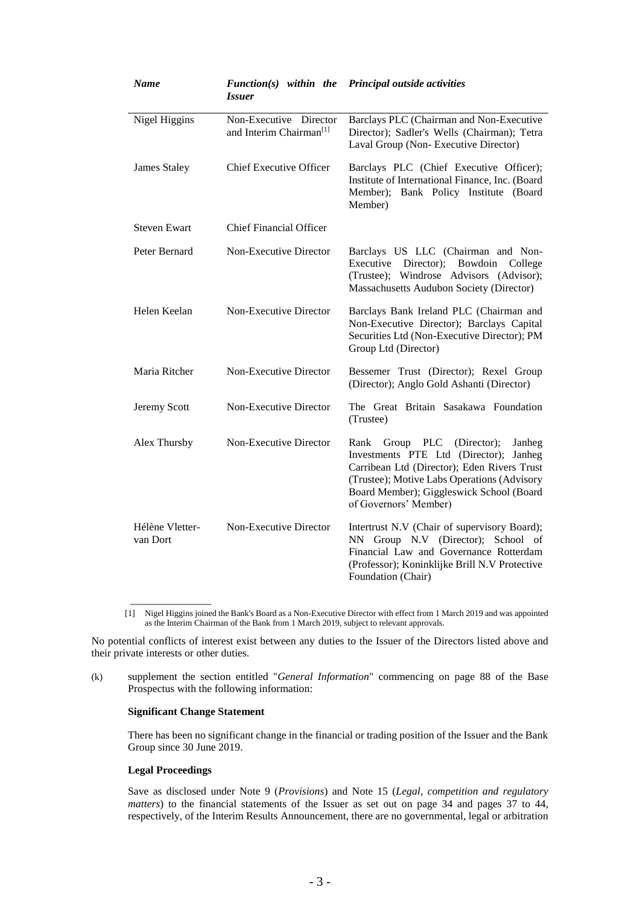| *Name* | *Function(s) within the Issuer* | *Principal outside activities* |
|---|---|---|
| Nigel Higgins | Non-Executive Director and Interim Chairman[1] | Barclays PLC (Chairman and Non-Executive Director); Sadler's Wells (Chairman); Tetra Laval Group (Non- Executive Director) |
| James Staley | Chief Executive Officer | Barclays PLC (Chief Executive Officer); Institute of International Finance, Inc. (Board Member); Bank Policy Institute (Board Member) |
| Steven Ewart | Chief Financial Officer | |
| Peter Bernard | Non-Executive Director | Barclays US LLC (Chairman and Non-Executive Director); Bowdoin College (Trustee); Windrose Advisors (Advisor); Massachusetts Audubon Society (Director) |
| Helen Keelan | Non-Executive Director | Barclays Bank Ireland PLC (Chairman and Non-Executive Director); Barclays Capital Securities Ltd (Non-Executive Director); PM Group Ltd (Director) |
| Maria Ritcher | Non-Executive Director | Bessemer Trust (Director); Rexel Group (Director); Anglo Gold Ashanti (Director) |
| Jeremy Scott | Non-Executive Director | The Great Britain Sasakawa Foundation (Trustee) |
| Alex Thursby | Non-Executive Director | Rank Group PLC (Director); Janheg Investments PTE Ltd (Director); Janheg Carribean Ltd (Director); Eden Rivers Trust (Trustee); Motive Labs Operations (Advisory Board Member); Giggleswick School (Board of Governors' Member) |
| Hélène Vletter-van Dort | Non-Executive Director | Intertrust N.V (Chair of supervisory Board); NN Group N.V (Director); School of Financial Law and Governance Rotterdam (Professor); Koninklijke Brill N.V Protective Foundation (Chair) |

[1] Nigel Higgins joined the Bank's Board as a Non-Executive Director with effect from 1 March 2019 and was appointed as the Interim Chairman of the Bank from 1 March 2019, subject to relevant approvals.

No potential conflicts of interest exist between any duties to the Issuer of the Directors listed above and their private interests or other duties.

(k) supplement the section entitled "*General Information*" commencing on page 88 of the Base Prospectus with the following information:

**Significant Change Statement**

There has been no significant change in the financial or trading position of the Issuer and the Bank Group since 30 June 2019.

**Legal Proceedings**

Save as disclosed under Note 9 (*Provisions*) and Note 15 (*Legal, competition and regulatory matters*) to the financial statements of the Issuer as set out on page 34 and pages 37 to 44, respectively, of the Interim Results Announcement, there are no governmental, legal or arbitration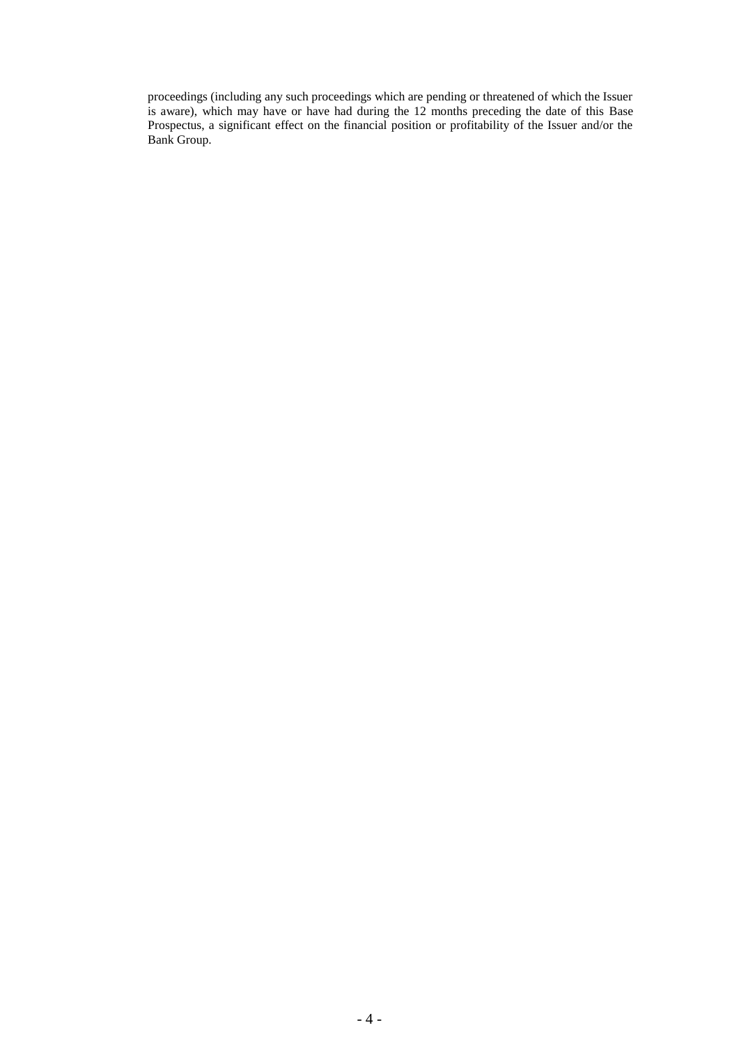proceedings (including any such proceedings which are pending or threatened of which the Issuer is aware), which may have or have had during the 12 months preceding the date of this Base Prospectus, a significant effect on the financial position or profitability of the Issuer and/or the Bank Group.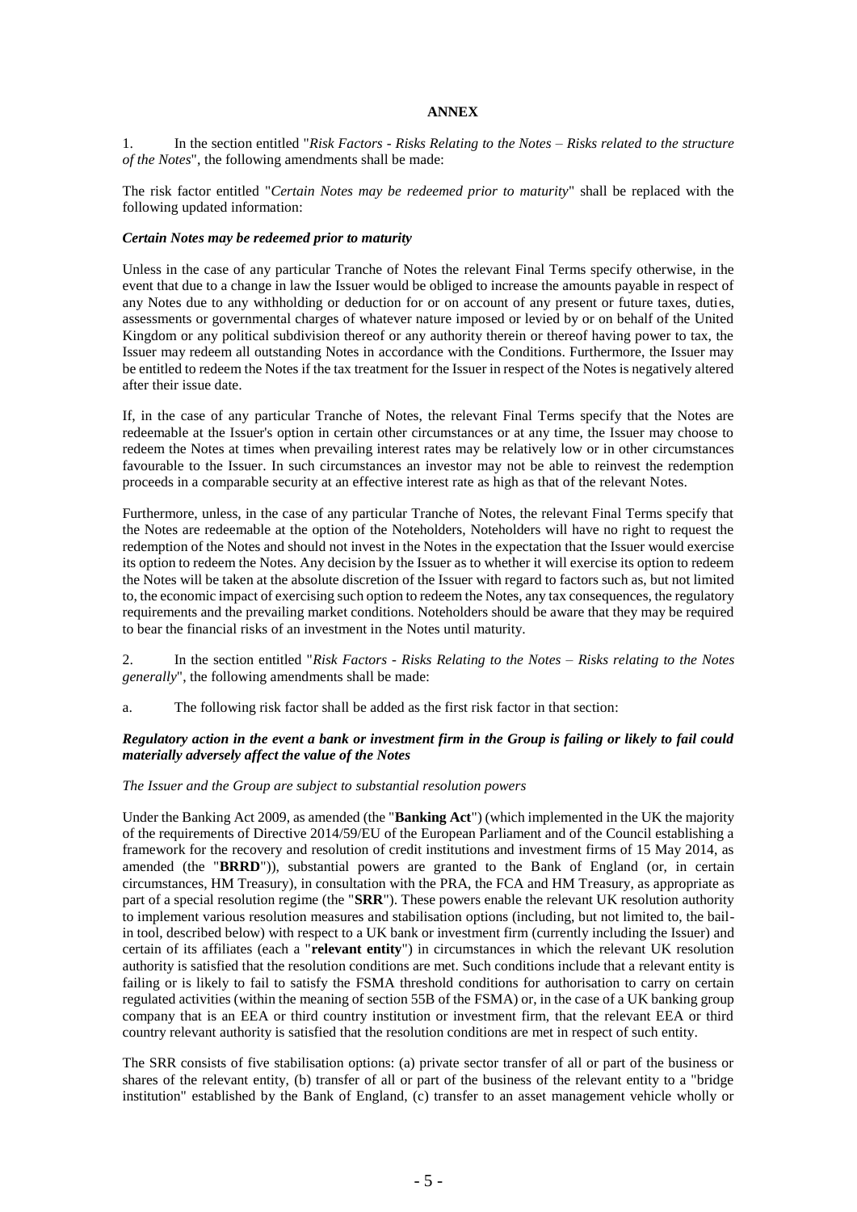# ANNEX

1. In the section entitled "*Risk Factors - Risks Relating to the Notes – Risks related to the structure of the Notes*", the following amendments shall be made:

The risk factor entitled "*Certain Notes may be redeemed prior to maturity*" shall be replaced with the following updated information:

### *Certain Notes may be redeemed prior to maturity*

Unless in the case of any particular Tranche of Notes the relevant Final Terms specify otherwise, in the event that due to a change in law the Issuer would be obliged to increase the amounts payable in respect of any Notes due to any withholding or deduction for or on account of any present or future taxes, duties, assessments or governmental charges of whatever nature imposed or levied by or on behalf of the United Kingdom or any political subdivision thereof or any authority therein or thereof having power to tax, the Issuer may redeem all outstanding Notes in accordance with the Conditions. Furthermore, the Issuer may be entitled to redeem the Notes if the tax treatment for the Issuer in respect of the Notes is negatively altered after their issue date.

If, in the case of any particular Tranche of Notes, the relevant Final Terms specify that the Notes are redeemable at the Issuer's option in certain other circumstances or at any time, the Issuer may choose to redeem the Notes at times when prevailing interest rates may be relatively low or in other circumstances favourable to the Issuer. In such circumstances an investor may not be able to reinvest the redemption proceeds in a comparable security at an effective interest rate as high as that of the relevant Notes.

Furthermore, unless, in the case of any particular Tranche of Notes, the relevant Final Terms specify that the Notes are redeemable at the option of the Noteholders, Noteholders will have no right to request the redemption of the Notes and should not invest in the Notes in the expectation that the Issuer would exercise its option to redeem the Notes. Any decision by the Issuer as to whether it will exercise its option to redeem the Notes will be taken at the absolute discretion of the Issuer with regard to factors such as, but not limited to, the economic impact of exercising such option to redeem the Notes, any tax consequences, the regulatory requirements and the prevailing market conditions. Noteholders should be aware that they may be required to bear the financial risks of an investment in the Notes until maturity.

2. In the section entitled "*Risk Factors - Risks Relating to the Notes – Risks relating to the Notes generally*", the following amendments shall be made:

a. The following risk factor shall be added as the first risk factor in that section:

### *Regulatory action in the event a bank or investment firm in the Group is failing or likely to fail could materially adversely affect the value of the Notes*

*The Issuer and the Group are subject to substantial resolution powers*

Under the Banking Act 2009, as amended (the "**Banking Act**") (which implemented in the UK the majority of the requirements of Directive 2014/59/EU of the European Parliament and of the Council establishing a framework for the recovery and resolution of credit institutions and investment firms of 15 May 2014, as amended (the "**BRRD**")), substantial powers are granted to the Bank of England (or, in certain circumstances, HM Treasury), in consultation with the PRA, the FCA and HM Treasury, as appropriate as part of a special resolution regime (the "**SRR**"). These powers enable the relevant UK resolution authority to implement various resolution measures and stabilisation options (including, but not limited to, the bail-in tool, described below) with respect to a UK bank or investment firm (currently including the Issuer) and certain of its affiliates (each a "**relevant entity**") in circumstances in which the relevant UK resolution authority is satisfied that the resolution conditions are met. Such conditions include that a relevant entity is failing or is likely to fail to satisfy the FSMA threshold conditions for authorisation to carry on certain regulated activities (within the meaning of section 55B of the FSMA) or, in the case of a UK banking group company that is an EEA or third country institution or investment firm, that the relevant EEA or third country relevant authority is satisfied that the resolution conditions are met in respect of such entity.

The SRR consists of five stabilisation options: (a) private sector transfer of all or part of the business or shares of the relevant entity, (b) transfer of all or part of the business of the relevant entity to a "bridge institution" established by the Bank of England, (c) transfer to an asset management vehicle wholly or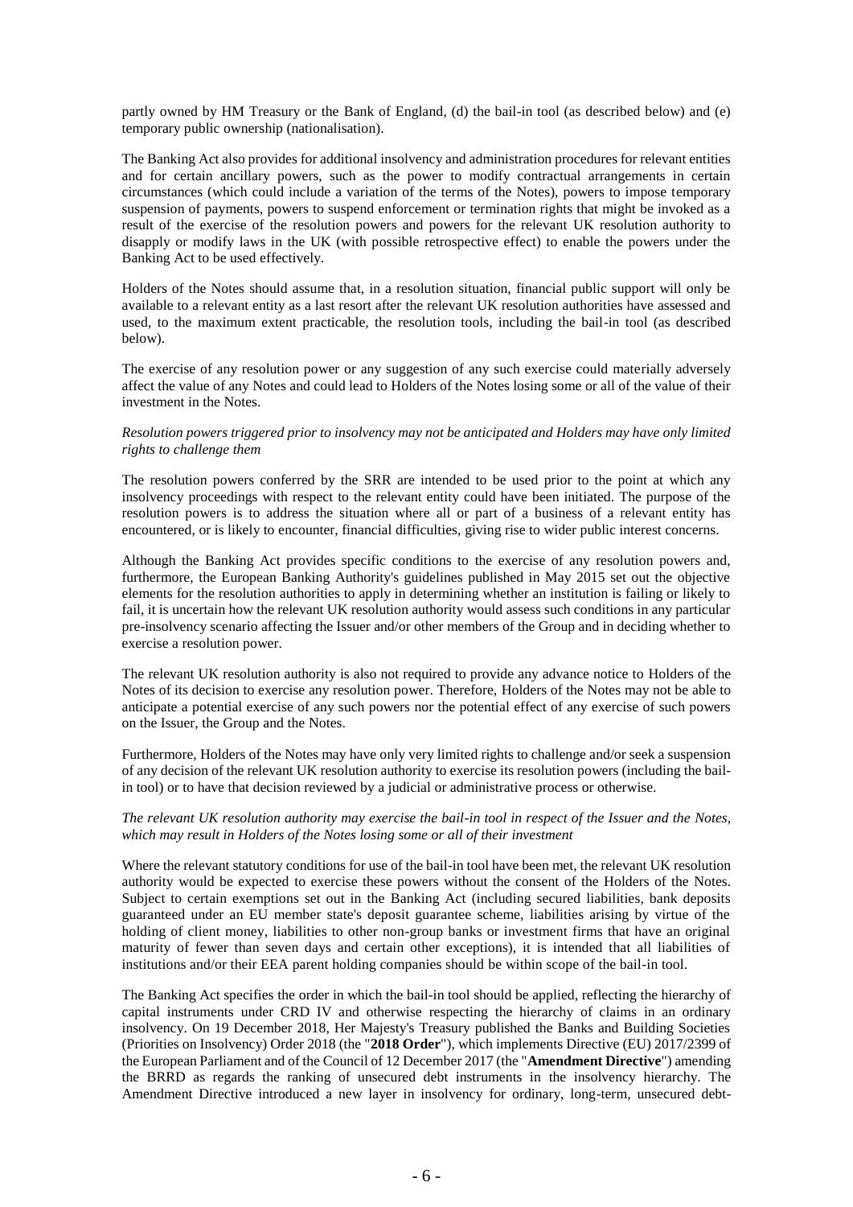partly owned by HM Treasury or the Bank of England, (d) the bail-in tool (as described below) and (e) temporary public ownership (nationalisation).

The Banking Act also provides for additional insolvency and administration procedures for relevant entities and for certain ancillary powers, such as the power to modify contractual arrangements in certain circumstances (which could include a variation of the terms of the Notes), powers to impose temporary suspension of payments, powers to suspend enforcement or termination rights that might be invoked as a result of the exercise of the resolution powers and powers for the relevant UK resolution authority to disapply or modify laws in the UK (with possible retrospective effect) to enable the powers under the Banking Act to be used effectively.

Holders of the Notes should assume that, in a resolution situation, financial public support will only be available to a relevant entity as a last resort after the relevant UK resolution authorities have assessed and used, to the maximum extent practicable, the resolution tools, including the bail-in tool (as described below).

The exercise of any resolution power or any suggestion of any such exercise could materially adversely affect the value of any Notes and could lead to Holders of the Notes losing some or all of the value of their investment in the Notes.

*Resolution powers triggered prior to insolvency may not be anticipated and Holders may have only limited rights to challenge them*

The resolution powers conferred by the SRR are intended to be used prior to the point at which any insolvency proceedings with respect to the relevant entity could have been initiated. The purpose of the resolution powers is to address the situation where all or part of a business of a relevant entity has encountered, or is likely to encounter, financial difficulties, giving rise to wider public interest concerns.

Although the Banking Act provides specific conditions to the exercise of any resolution powers and, furthermore, the European Banking Authority's guidelines published in May 2015 set out the objective elements for the resolution authorities to apply in determining whether an institution is failing or likely to fail, it is uncertain how the relevant UK resolution authority would assess such conditions in any particular pre-insolvency scenario affecting the Issuer and/or other members of the Group and in deciding whether to exercise a resolution power.

The relevant UK resolution authority is also not required to provide any advance notice to Holders of the Notes of its decision to exercise any resolution power. Therefore, Holders of the Notes may not be able to anticipate a potential exercise of any such powers nor the potential effect of any exercise of such powers on the Issuer, the Group and the Notes.

Furthermore, Holders of the Notes may have only very limited rights to challenge and/or seek a suspension of any decision of the relevant UK resolution authority to exercise its resolution powers (including the bail-in tool) or to have that decision reviewed by a judicial or administrative process or otherwise.

*The relevant UK resolution authority may exercise the bail-in tool in respect of the Issuer and the Notes, which may result in Holders of the Notes losing some or all of their investment*

Where the relevant statutory conditions for use of the bail-in tool have been met, the relevant UK resolution authority would be expected to exercise these powers without the consent of the Holders of the Notes. Subject to certain exemptions set out in the Banking Act (including secured liabilities, bank deposits guaranteed under an EU member state's deposit guarantee scheme, liabilities arising by virtue of the holding of client money, liabilities to other non-group banks or investment firms that have an original maturity of fewer than seven days and certain other exceptions), it is intended that all liabilities of institutions and/or their EEA parent holding companies should be within scope of the bail-in tool.

The Banking Act specifies the order in which the bail-in tool should be applied, reflecting the hierarchy of capital instruments under CRD IV and otherwise respecting the hierarchy of claims in an ordinary insolvency. On 19 December 2018, Her Majesty's Treasury published the Banks and Building Societies (Priorities on Insolvency) Order 2018 (the "**2018 Order**"), which implements Directive (EU) 2017/2399 of the European Parliament and of the Council of 12 December 2017 (the "**Amendment Directive**") amending the BRRD as regards the ranking of unsecured debt instruments in the insolvency hierarchy. The Amendment Directive introduced a new layer in insolvency for ordinary, long-term, unsecured debt-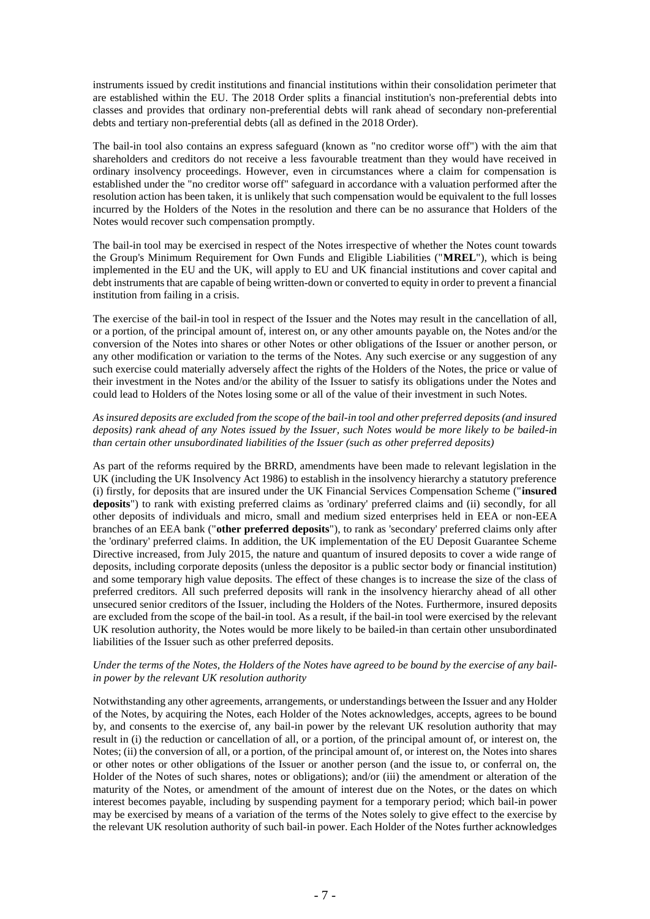instruments issued by credit institutions and financial institutions within their consolidation perimeter that are established within the EU. The 2018 Order splits a financial institution's non-preferential debts into classes and provides that ordinary non-preferential debts will rank ahead of secondary non-preferential debts and tertiary non-preferential debts (all as defined in the 2018 Order).

The bail-in tool also contains an express safeguard (known as "no creditor worse off") with the aim that shareholders and creditors do not receive a less favourable treatment than they would have received in ordinary insolvency proceedings. However, even in circumstances where a claim for compensation is established under the "no creditor worse off" safeguard in accordance with a valuation performed after the resolution action has been taken, it is unlikely that such compensation would be equivalent to the full losses incurred by the Holders of the Notes in the resolution and there can be no assurance that Holders of the Notes would recover such compensation promptly.

The bail-in tool may be exercised in respect of the Notes irrespective of whether the Notes count towards the Group's Minimum Requirement for Own Funds and Eligible Liabilities ("**MREL**"), which is being implemented in the EU and the UK, will apply to EU and UK financial institutions and cover capital and debt instruments that are capable of being written-down or converted to equity in order to prevent a financial institution from failing in a crisis.

The exercise of the bail-in tool in respect of the Issuer and the Notes may result in the cancellation of all, or a portion, of the principal amount of, interest on, or any other amounts payable on, the Notes and/or the conversion of the Notes into shares or other Notes or other obligations of the Issuer or another person, or any other modification or variation to the terms of the Notes. Any such exercise or any suggestion of any such exercise could materially adversely affect the rights of the Holders of the Notes, the price or value of their investment in the Notes and/or the ability of the Issuer to satisfy its obligations under the Notes and could lead to Holders of the Notes losing some or all of the value of their investment in such Notes.

*As insured deposits are excluded from the scope of the bail-in tool and other preferred deposits (and insured deposits) rank ahead of any Notes issued by the Issuer, such Notes would be more likely to be bailed-in than certain other unsubordinated liabilities of the Issuer (such as other preferred deposits)*

As part of the reforms required by the BRRD, amendments have been made to relevant legislation in the UK (including the UK Insolvency Act 1986) to establish in the insolvency hierarchy a statutory preference (i) firstly, for deposits that are insured under the UK Financial Services Compensation Scheme ("**insured deposits**") to rank with existing preferred claims as 'ordinary' preferred claims and (ii) secondly, for all other deposits of individuals and micro, small and medium sized enterprises held in EEA or non-EEA branches of an EEA bank ("**other preferred deposits**"), to rank as 'secondary' preferred claims only after the 'ordinary' preferred claims. In addition, the UK implementation of the EU Deposit Guarantee Scheme Directive increased, from July 2015, the nature and quantum of insured deposits to cover a wide range of deposits, including corporate deposits (unless the depositor is a public sector body or financial institution) and some temporary high value deposits. The effect of these changes is to increase the size of the class of preferred creditors. All such preferred deposits will rank in the insolvency hierarchy ahead of all other unsecured senior creditors of the Issuer, including the Holders of the Notes. Furthermore, insured deposits are excluded from the scope of the bail-in tool. As a result, if the bail-in tool were exercised by the relevant UK resolution authority, the Notes would be more likely to be bailed-in than certain other unsubordinated liabilities of the Issuer such as other preferred deposits.

*Under the terms of the Notes, the Holders of the Notes have agreed to be bound by the exercise of any bail-in power by the relevant UK resolution authority*

Notwithstanding any other agreements, arrangements, or understandings between the Issuer and any Holder of the Notes, by acquiring the Notes, each Holder of the Notes acknowledges, accepts, agrees to be bound by, and consents to the exercise of, any bail-in power by the relevant UK resolution authority that may result in (i) the reduction or cancellation of all, or a portion, of the principal amount of, or interest on, the Notes; (ii) the conversion of all, or a portion, of the principal amount of, or interest on, the Notes into shares or other notes or other obligations of the Issuer or another person (and the issue to, or conferral on, the Holder of the Notes of such shares, notes or obligations); and/or (iii) the amendment or alteration of the maturity of the Notes, or amendment of the amount of interest due on the Notes, or the dates on which interest becomes payable, including by suspending payment for a temporary period; which bail-in power may be exercised by means of a variation of the terms of the Notes solely to give effect to the exercise by the relevant UK resolution authority of such bail-in power. Each Holder of the Notes further acknowledges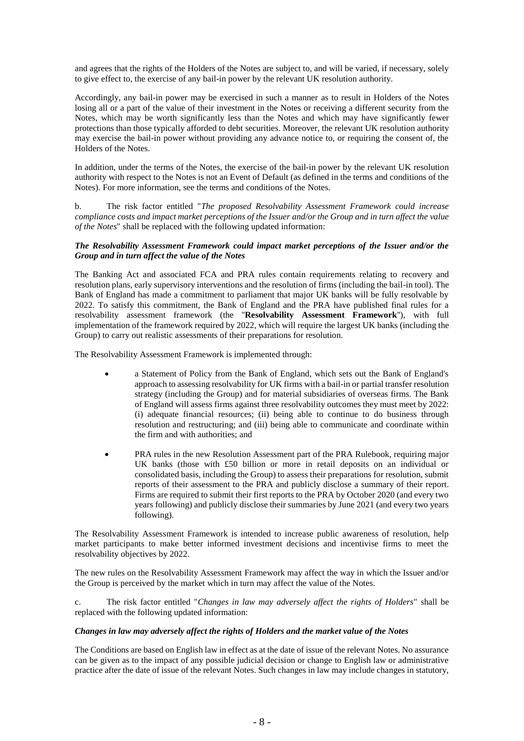and agrees that the rights of the Holders of the Notes are subject to, and will be varied, if necessary, solely to give effect to, the exercise of any bail-in power by the relevant UK resolution authority.

Accordingly, any bail-in power may be exercised in such a manner as to result in Holders of the Notes losing all or a part of the value of their investment in the Notes or receiving a different security from the Notes, which may be worth significantly less than the Notes and which may have significantly fewer protections than those typically afforded to debt securities. Moreover, the relevant UK resolution authority may exercise the bail-in power without providing any advance notice to, or requiring the consent of, the Holders of the Notes.

In addition, under the terms of the Notes, the exercise of the bail-in power by the relevant UK resolution authority with respect to the Notes is not an Event of Default (as defined in the terms and conditions of the Notes). For more information, see the terms and conditions of the Notes.

b. The risk factor entitled "*The proposed Resolvability Assessment Framework could increase compliance costs and impact market perceptions of the Issuer and/or the Group and in turn affect the value of the Notes*" shall be replaced with the following updated information:

***The Resolvability Assessment Framework could impact market perceptions of the Issuer and/or the Group and in turn affect the value of the Notes***

The Banking Act and associated FCA and PRA rules contain requirements relating to recovery and resolution plans, early supervisory interventions and the resolution of firms (including the bail-in tool). The Bank of England has made a commitment to parliament that major UK banks will be fully resolvable by 2022. To satisfy this commitment, the Bank of England and the PRA have published final rules for a resolvability assessment framework (the "**Resolvability Assessment Framework**"), with full implementation of the framework required by 2022, which will require the largest UK banks (including the Group) to carry out realistic assessments of their preparations for resolution.

The Resolvability Assessment Framework is implemented through:

- a Statement of Policy from the Bank of England, which sets out the Bank of England's approach to assessing resolvability for UK firms with a bail-in or partial transfer resolution strategy (including the Group) and for material subsidiaries of overseas firms. The Bank of England will assess firms against three resolvability outcomes they must meet by 2022: (i) adequate financial resources; (ii) being able to continue to do business through resolution and restructuring; and (iii) being able to communicate and coordinate within the firm and with authorities; and

- PRA rules in the new Resolution Assessment part of the PRA Rulebook, requiring major UK banks (those with £50 billion or more in retail deposits on an individual or consolidated basis, including the Group) to assess their preparations for resolution, submit reports of their assessment to the PRA and publicly disclose a summary of their report. Firms are required to submit their first reports to the PRA by October 2020 (and every two years following) and publicly disclose their summaries by June 2021 (and every two years following).

The Resolvability Assessment Framework is intended to increase public awareness of resolution, help market participants to make better informed investment decisions and incentivise firms to meet the resolvability objectives by 2022.

The new rules on the Resolvability Assessment Framework may affect the way in which the Issuer and/or the Group is perceived by the market which in turn may affect the value of the Notes.

c. The risk factor entitled "*Changes in law may adversely affect the rights of Holders*" shall be replaced with the following updated information:

***Changes in law may adversely affect the rights of Holders and the market value of the Notes***

The Conditions are based on English law in effect as at the date of issue of the relevant Notes. No assurance can be given as to the impact of any possible judicial decision or change to English law or administrative practice after the date of issue of the relevant Notes. Such changes in law may include changes in statutory,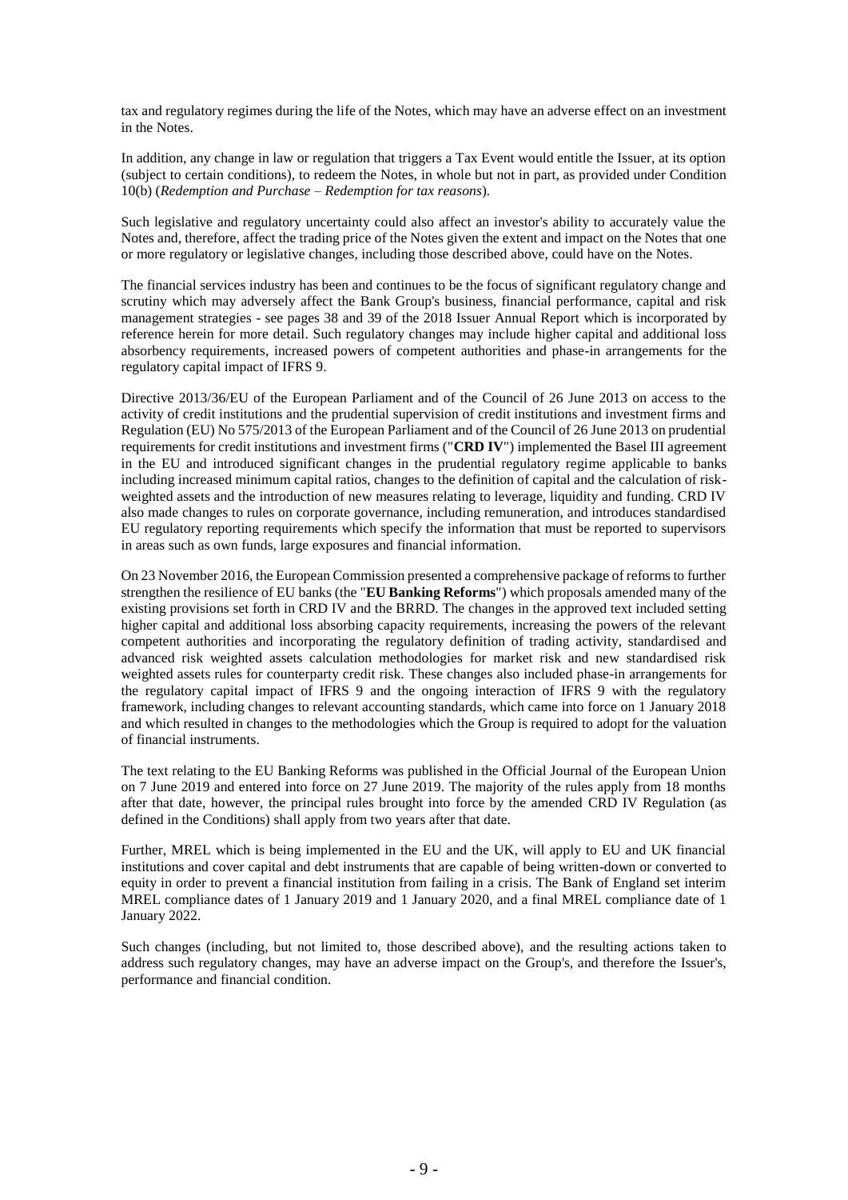tax and regulatory regimes during the life of the Notes, which may have an adverse effect on an investment in the Notes.

In addition, any change in law or regulation that triggers a Tax Event would entitle the Issuer, at its option (subject to certain conditions), to redeem the Notes, in whole but not in part, as provided under Condition 10(b) (*Redemption and Purchase – Redemption for tax reasons*).

Such legislative and regulatory uncertainty could also affect an investor's ability to accurately value the Notes and, therefore, affect the trading price of the Notes given the extent and impact on the Notes that one or more regulatory or legislative changes, including those described above, could have on the Notes.

The financial services industry has been and continues to be the focus of significant regulatory change and scrutiny which may adversely affect the Bank Group's business, financial performance, capital and risk management strategies - see pages 38 and 39 of the 2018 Issuer Annual Report which is incorporated by reference herein for more detail. Such regulatory changes may include higher capital and additional loss absorbency requirements, increased powers of competent authorities and phase-in arrangements for the regulatory capital impact of IFRS 9.

Directive 2013/36/EU of the European Parliament and of the Council of 26 June 2013 on access to the activity of credit institutions and the prudential supervision of credit institutions and investment firms and Regulation (EU) No 575/2013 of the European Parliament and of the Council of 26 June 2013 on prudential requirements for credit institutions and investment firms ("**CRD IV**") implemented the Basel III agreement in the EU and introduced significant changes in the prudential regulatory regime applicable to banks including increased minimum capital ratios, changes to the definition of capital and the calculation of risk-weighted assets and the introduction of new measures relating to leverage, liquidity and funding. CRD IV also made changes to rules on corporate governance, including remuneration, and introduces standardised EU regulatory reporting requirements which specify the information that must be reported to supervisors in areas such as own funds, large exposures and financial information.

On 23 November 2016, the European Commission presented a comprehensive package of reforms to further strengthen the resilience of EU banks (the "**EU Banking Reforms**") which proposals amended many of the existing provisions set forth in CRD IV and the BRRD. The changes in the approved text included setting higher capital and additional loss absorbing capacity requirements, increasing the powers of the relevant competent authorities and incorporating the regulatory definition of trading activity, standardised and advanced risk weighted assets calculation methodologies for market risk and new standardised risk weighted assets rules for counterparty credit risk. These changes also included phase-in arrangements for the regulatory capital impact of IFRS 9 and the ongoing interaction of IFRS 9 with the regulatory framework, including changes to relevant accounting standards, which came into force on 1 January 2018 and which resulted in changes to the methodologies which the Group is required to adopt for the valuation of financial instruments.

The text relating to the EU Banking Reforms was published in the Official Journal of the European Union on 7 June 2019 and entered into force on 27 June 2019. The majority of the rules apply from 18 months after that date, however, the principal rules brought into force by the amended CRD IV Regulation (as defined in the Conditions) shall apply from two years after that date.

Further, MREL which is being implemented in the EU and the UK, will apply to EU and UK financial institutions and cover capital and debt instruments that are capable of being written-down or converted to equity in order to prevent a financial institution from failing in a crisis. The Bank of England set interim MREL compliance dates of 1 January 2019 and 1 January 2020, and a final MREL compliance date of 1 January 2022.

Such changes (including, but not limited to, those described above), and the resulting actions taken to address such regulatory changes, may have an adverse impact on the Group's, and therefore the Issuer's, performance and financial condition.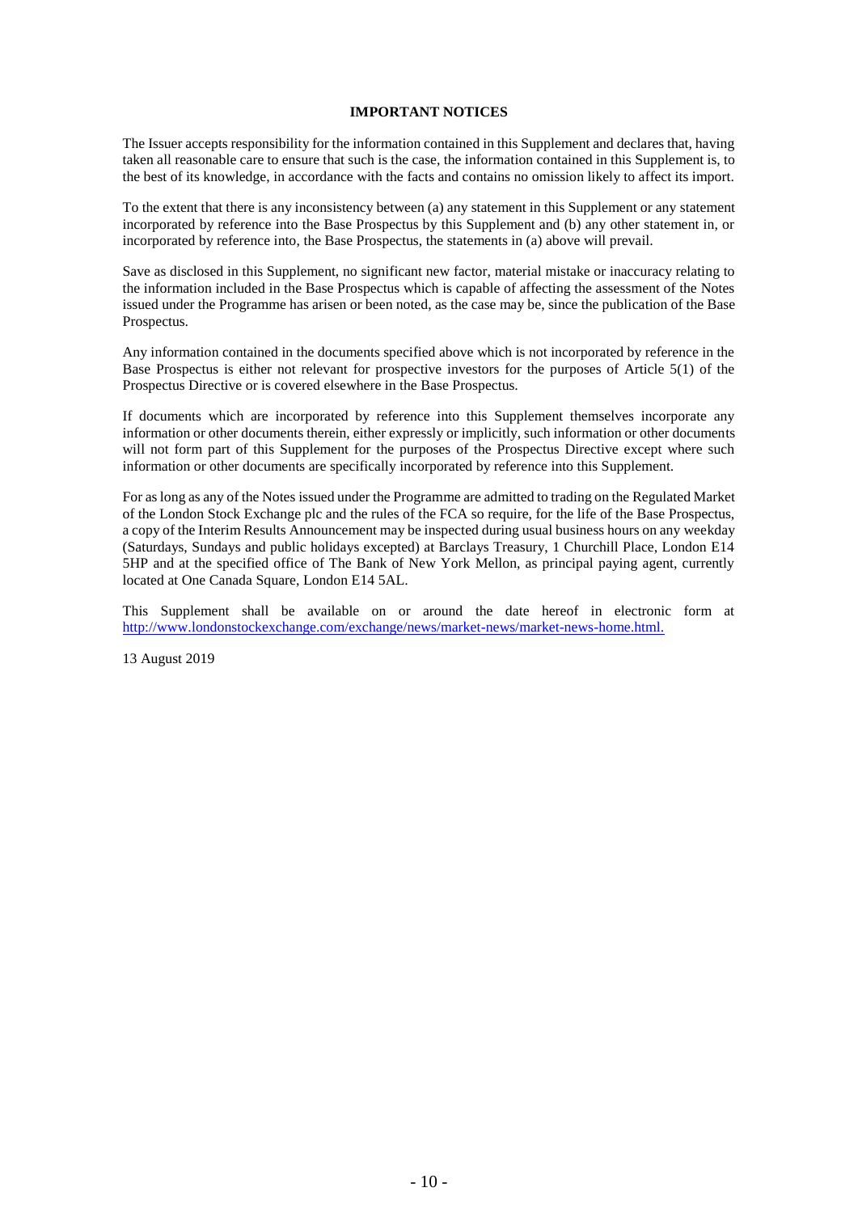**IMPORTANT NOTICES**

The Issuer accepts responsibility for the information contained in this Supplement and declares that, having taken all reasonable care to ensure that such is the case, the information contained in this Supplement is, to the best of its knowledge, in accordance with the facts and contains no omission likely to affect its import.

To the extent that there is any inconsistency between (a) any statement in this Supplement or any statement incorporated by reference into the Base Prospectus by this Supplement and (b) any other statement in, or incorporated by reference into, the Base Prospectus, the statements in (a) above will prevail.

Save as disclosed in this Supplement, no significant new factor, material mistake or inaccuracy relating to the information included in the Base Prospectus which is capable of affecting the assessment of the Notes issued under the Programme has arisen or been noted, as the case may be, since the publication of the Base Prospectus.

Any information contained in the documents specified above which is not incorporated by reference in the Base Prospectus is either not relevant for prospective investors for the purposes of Article 5(1) of the Prospectus Directive or is covered elsewhere in the Base Prospectus.

If documents which are incorporated by reference into this Supplement themselves incorporate any information or other documents therein, either expressly or implicitly, such information or other documents will not form part of this Supplement for the purposes of the Prospectus Directive except where such information or other documents are specifically incorporated by reference into this Supplement.

For as long as any of the Notes issued under the Programme are admitted to trading on the Regulated Market of the London Stock Exchange plc and the rules of the FCA so require, for the life of the Base Prospectus, a copy of the Interim Results Announcement may be inspected during usual business hours on any weekday (Saturdays, Sundays and public holidays excepted) at Barclays Treasury, 1 Churchill Place, London E14 5HP and at the specified office of The Bank of New York Mellon, as principal paying agent, currently located at One Canada Square, London E14 5AL.

This Supplement shall be available on or around the date hereof in electronic form at http://www.londonstockexchange.com/exchange/news/market-news/market-news-home.html.

13 August 2019